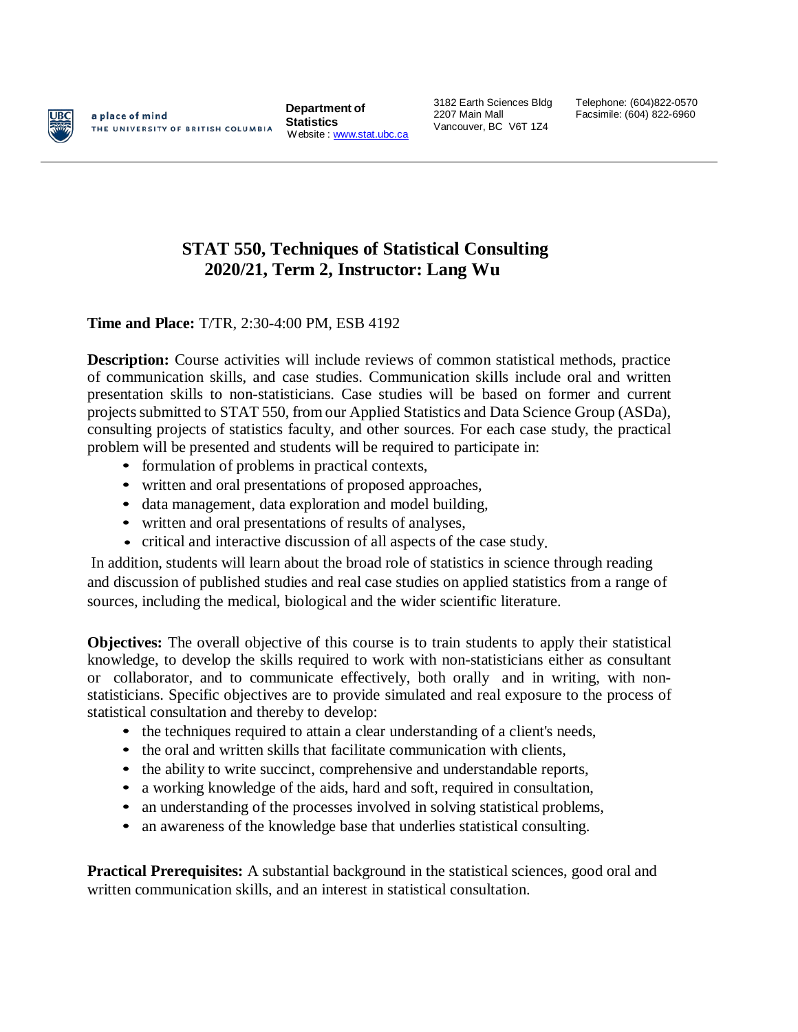a place of mind
THE UNIVERSITY OF BRITISH COLUMBIA

**Department of Statistics**
Website : www.stat.ubc.ca

3182 Earth Sciences Bldg
2207 Main Mall
Vancouver, BC V6T 1Z4

Telephone: (604)822-0570
Facsimile: (604) 822-6960

# STAT 550, Techniques of Statistical Consulting
## 2020/21, Term 2, Instructor: Lang Wu

**Time and Place:** T/TR, 2:30-4:00 PM, ESB 4192

**Description:** Course activities will include reviews of common statistical methods, practice of communication skills, and case studies. Communication skills include oral and written presentation skills to non-statisticians. Case studies will be based on former and current projects submitted to STAT 550, from our Applied Statistics and Data Science Group (ASDa), consulting projects of statistics faculty, and other sources. For each case study, the practical problem will be presented and students will be required to participate in:

- formulation of problems in practical contexts,
- written and oral presentations of proposed approaches,
- data management, data exploration and model building,
- written and oral presentations of results of analyses,
- critical and interactive discussion of all aspects of the case study.

In addition, students will learn about the broad role of statistics in science through reading and discussion of published studies and real case studies on applied statistics from a range of sources, including the medical, biological and the wider scientific literature.

**Objectives:** The overall objective of this course is to train students to apply their statistical knowledge, to develop the skills required to work with non-statisticians either as consultant or collaborator, and to communicate effectively, both orally and in writing, with non-statisticians. Specific objectives are to provide simulated and real exposure to the process of statistical consultation and thereby to develop:

- the techniques required to attain a clear understanding of a client's needs,
- the oral and written skills that facilitate communication with clients,
- the ability to write succinct, comprehensive and understandable reports,
- a working knowledge of the aids, hard and soft, required in consultation,
- an understanding of the processes involved in solving statistical problems,
- an awareness of the knowledge base that underlies statistical consulting.

**Practical Prerequisites:** A substantial background in the statistical sciences, good oral and written communication skills, and an interest in statistical consultation.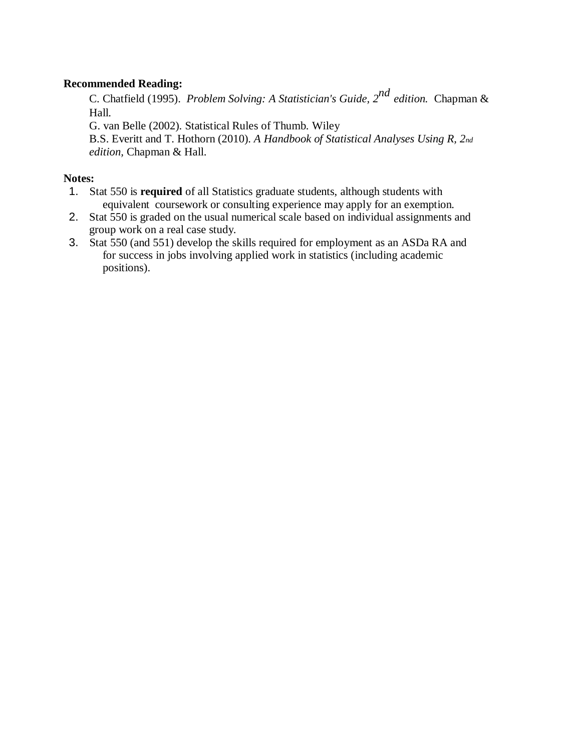**Recommended Reading:**

C. Chatfield (1995). *Problem Solving: A Statistician's Guide, 2nd edition.* Chapman & Hall.

G. van Belle (2002). Statistical Rules of Thumb. Wiley

B.S. Everitt and T. Hothorn (2010). *A Handbook of Statistical Analyses Using R, 2nd edition*, Chapman & Hall.

**Notes:**

1. Stat 550 is **required** of all Statistics graduate students, although students with equivalent coursework or consulting experience may apply for an exemption.
2. Stat 550 is graded on the usual numerical scale based on individual assignments and group work on a real case study.
3. Stat 550 (and 551) develop the skills required for employment as an ASDa RA and for success in jobs involving applied work in statistics (including academic positions).